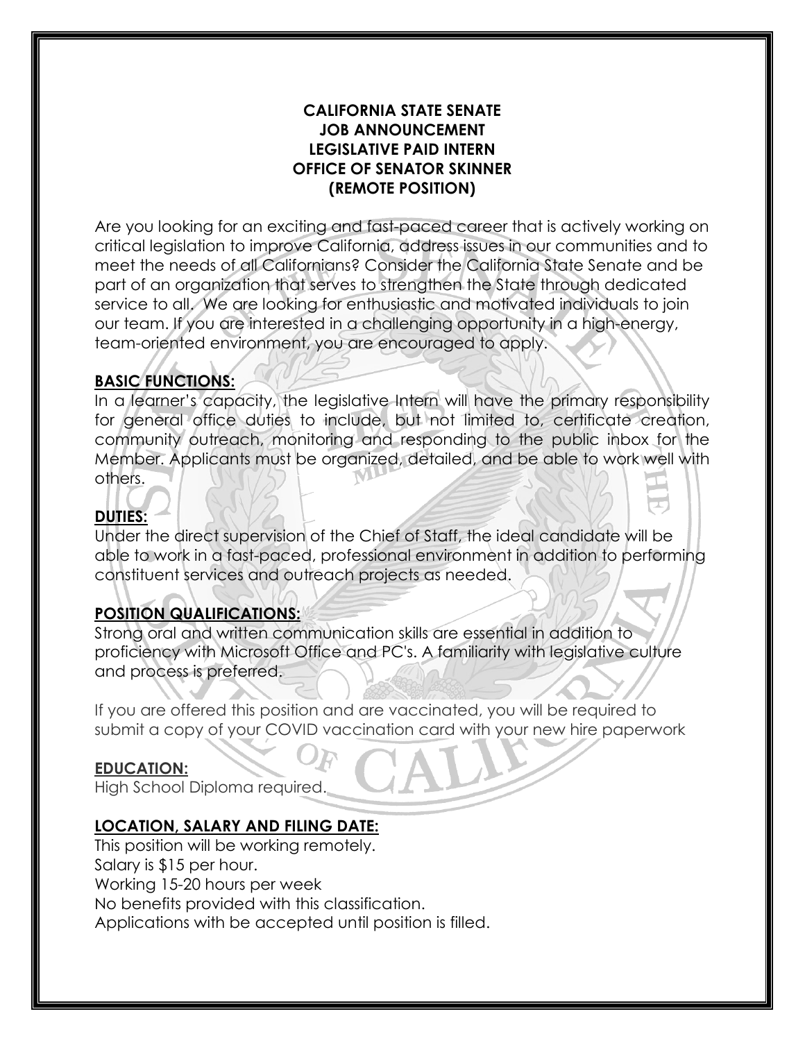**CALIFORNIA STATE SENATE**
**JOB ANNOUNCEMENT**
**LEGISLATIVE PAID INTERN**
**OFFICE OF SENATOR SKINNER**
**(REMOTE POSITION)**

Are you looking for an exciting and fast-paced career that is actively working on critical legislation to improve California, address issues in our communities and to meet the needs of all Californians? Consider the California State Senate and be part of an organization that serves to strengthen the State through dedicated service to all. We are looking for enthusiastic and motivated individuals to join our team. If you are interested in a challenging opportunity in a high-energy, team-oriented environment, you are encouraged to apply.

**BASIC FUNCTIONS:**

In a learner's capacity, the legislative Intern will have the primary responsibility for general office duties to include, but not limited to, certificate creation, community outreach, monitoring and responding to the public inbox for the Member. Applicants must be organized, detailed, and be able to work well with others.

**DUTIES:**

Under the direct supervision of the Chief of Staff, the ideal candidate will be able to work in a fast-paced, professional environment in addition to performing constituent services and outreach projects as needed.

**POSITION QUALIFICATIONS:**

Strong oral and written communication skills are essential in addition to proficiency with Microsoft Office and PC's. A familiarity with legislative culture and process is preferred.

If you are offered this position and are vaccinated, you will be required to submit a copy of your COVID vaccination card with your new hire paperwork

**EDUCATION:**

High School Diploma required.

**LOCATION, SALARY AND FILING DATE:**

This position will be working remotely.
Salary is $15 per hour.
Working 15-20 hours per week
No benefits provided with this classification.
Applications with be accepted until position is filled.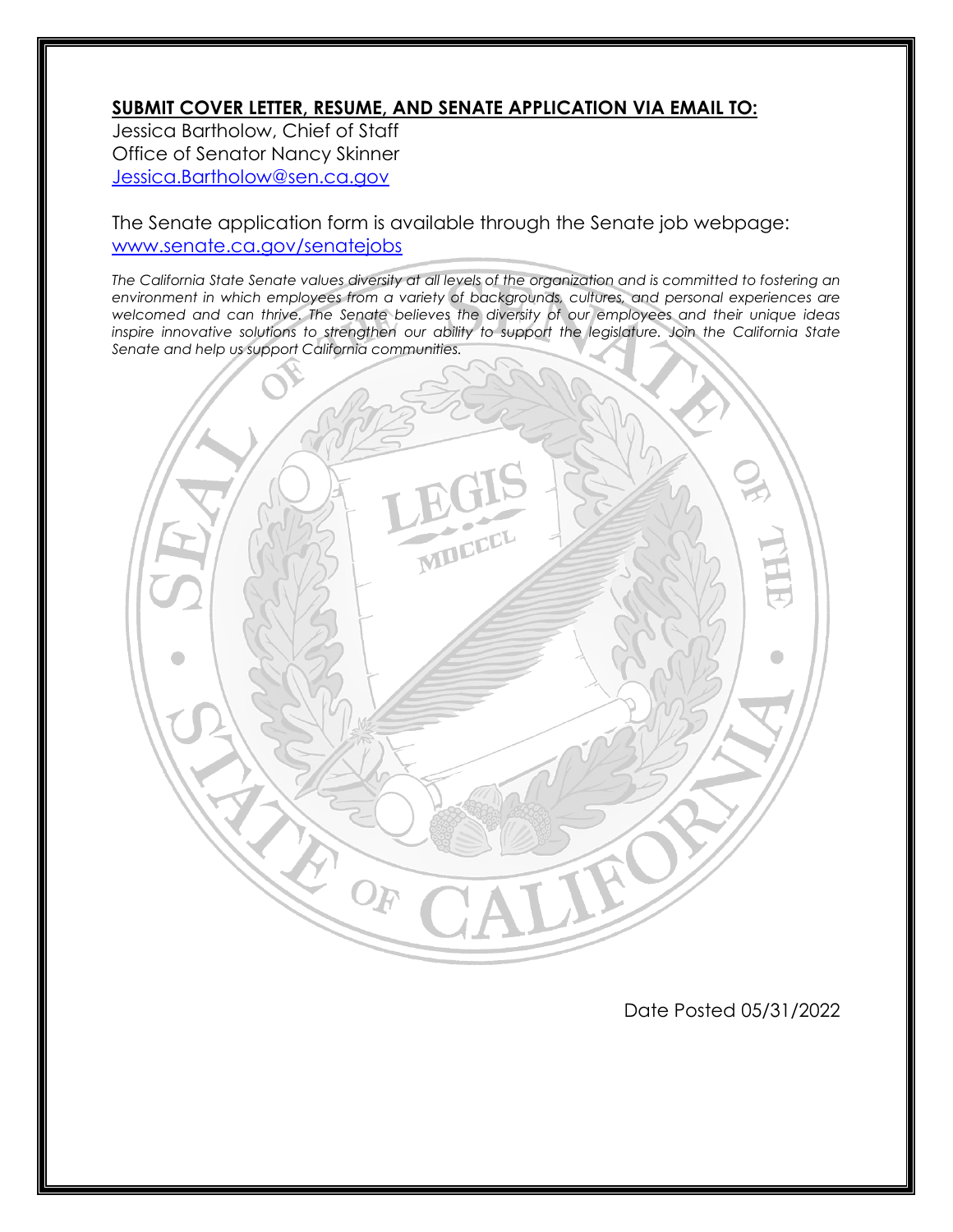**SUBMIT COVER LETTER, RESUME, AND SENATE APPLICATION VIA EMAIL TO:**

Jessica Bartholow, Chief of Staff
Office of Senator Nancy Skinner
Jessica.Bartholow@sen.ca.gov

The Senate application form is available through the Senate job webpage: www.senate.ca.gov/senatejobs

*The California State Senate values diversity at all levels of the organization and is committed to fostering an environment in which employees from a variety of backgrounds, cultures, and personal experiences are welcomed and can thrive. The Senate believes the diversity of our employees and their unique ideas inspire innovative solutions to strengthen our ability to support the legislature. Join the California State Senate and help us support California communities.*

Date Posted 05/31/2022